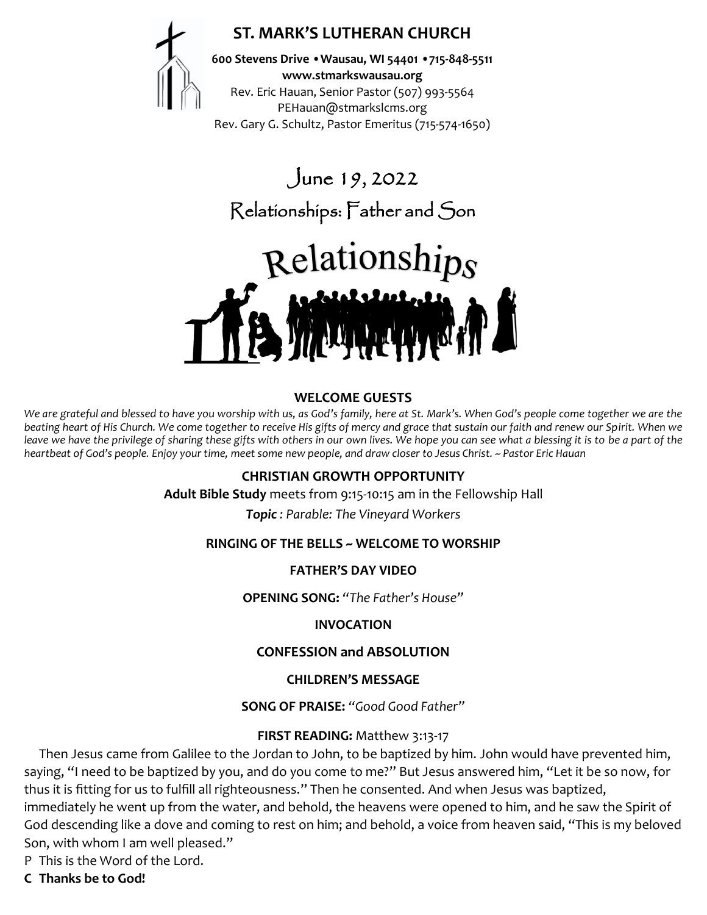# ST. MARK'S LUTHERAN CHURCH

**600 Stevens Drive • Wausau, WI 54401 • 715-848-5511**
**www.stmarkswausau.org**
Rev. Eric Hauan, Senior Pastor (507) 993-5564
PEHauan@stmarkslcms.org
Rev. Gary G. Schultz, Pastor Emeritus (715-574-1650)

## June 19, 2022

## Relationships: Father and Son

Relationships

### WELCOME GUESTS

*We are grateful and blessed to have you worship with us, as God's family, here at St. Mark's. When God's people come together we are the beating heart of His Church. We come together to receive His gifts of mercy and grace that sustain our faith and renew our Spirit. When we leave we have the privilege of sharing these gifts with others in our own lives. We hope you can see what a blessing it is to be a part of the heartbeat of God's people. Enjoy your time, meet some new people, and draw closer to Jesus Christ. ~ Pastor Eric Hauan*

### CHRISTIAN GROWTH OPPORTUNITY

**Adult Bible Study** meets from 9:15-10:15 am in the Fellowship Hall

***Topic** : Parable: The Vineyard Workers*

**RINGING OF THE BELLS ~ WELCOME TO WORSHIP**

**FATHER'S DAY VIDEO**

**OPENING SONG:** *"The Father's House"*

**INVOCATION**

**CONFESSION and ABSOLUTION**

**CHILDREN'S MESSAGE**

**SONG OF PRAISE:** *"Good Good Father"*

**FIRST READING:** Matthew 3:13-17

Then Jesus came from Galilee to the Jordan to John, to be baptized by him. John would have prevented him, saying, "I need to be baptized by you, and do you come to me?" But Jesus answered him, "Let it be so now, for thus it is fitting for us to fulfill all righteousness." Then he consented. And when Jesus was baptized, immediately he went up from the water, and behold, the heavens were opened to him, and he saw the Spirit of God descending like a dove and coming to rest on him; and behold, a voice from heaven said, "This is my beloved Son, with whom I am well pleased."

P This is the Word of the Lord.

**C Thanks be to God!**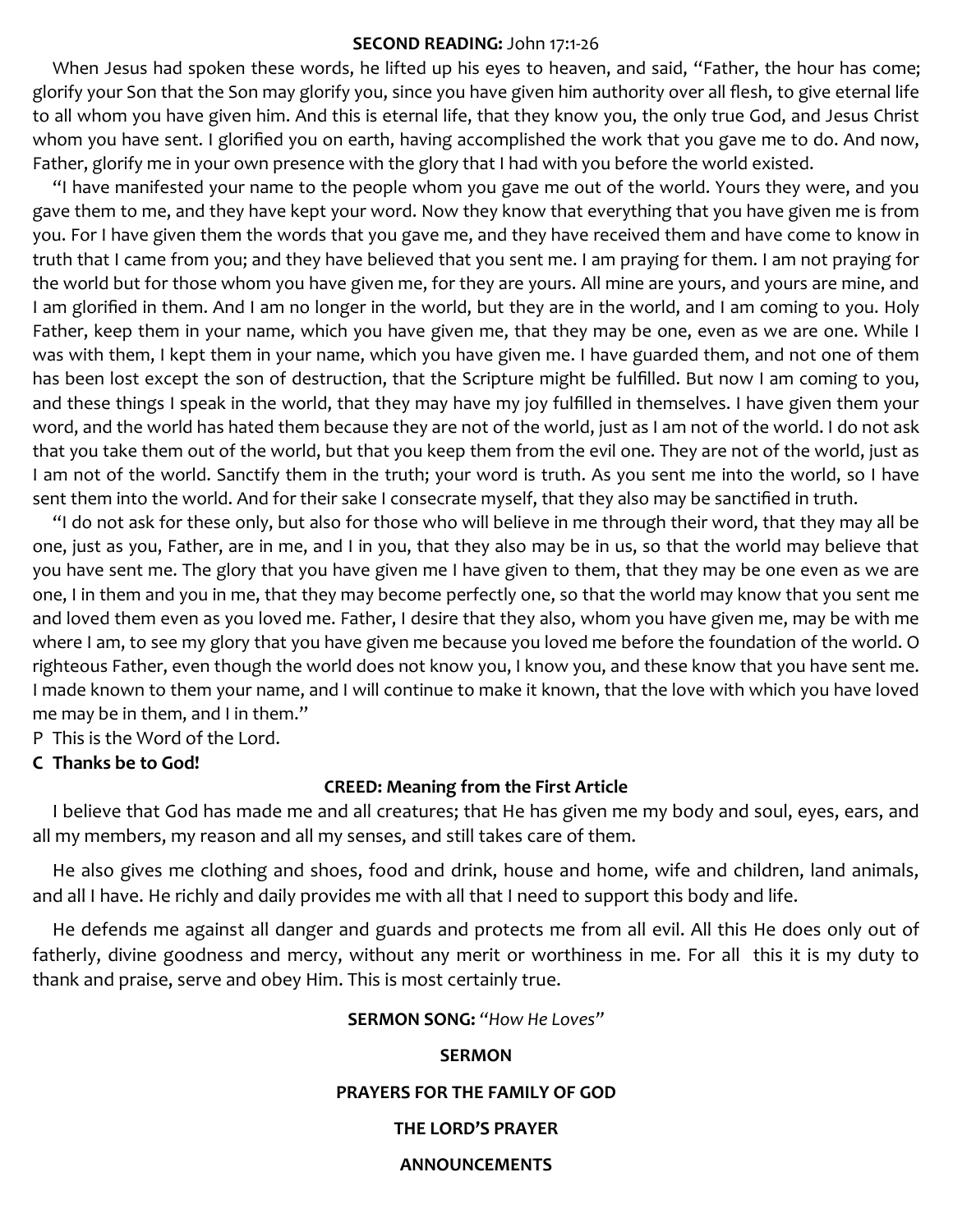**SECOND READING:** John 17:1-26

When Jesus had spoken these words, he lifted up his eyes to heaven, and said, "Father, the hour has come; glorify your Son that the Son may glorify you, since you have given him authority over all flesh, to give eternal life to all whom you have given him. And this is eternal life, that they know you, the only true God, and Jesus Christ whom you have sent. I glorified you on earth, having accomplished the work that you gave me to do. And now, Father, glorify me in your own presence with the glory that I had with you before the world existed.

"I have manifested your name to the people whom you gave me out of the world. Yours they were, and you gave them to me, and they have kept your word. Now they know that everything that you have given me is from you. For I have given them the words that you gave me, and they have received them and have come to know in truth that I came from you; and they have believed that you sent me. I am praying for them. I am not praying for the world but for those whom you have given me, for they are yours. All mine are yours, and yours are mine, and I am glorified in them. And I am no longer in the world, but they are in the world, and I am coming to you. Holy Father, keep them in your name, which you have given me, that they may be one, even as we are one. While I was with them, I kept them in your name, which you have given me. I have guarded them, and not one of them has been lost except the son of destruction, that the Scripture might be fulfilled. But now I am coming to you, and these things I speak in the world, that they may have my joy fulfilled in themselves. I have given them your word, and the world has hated them because they are not of the world, just as I am not of the world. I do not ask that you take them out of the world, but that you keep them from the evil one. They are not of the world, just as I am not of the world. Sanctify them in the truth; your word is truth. As you sent me into the world, so I have sent them into the world. And for their sake I consecrate myself, that they also may be sanctified in truth.

"I do not ask for these only, but also for those who will believe in me through their word, that they may all be one, just as you, Father, are in me, and I in you, that they also may be in us, so that the world may believe that you have sent me. The glory that you have given me I have given to them, that they may be one even as we are one, I in them and you in me, that they may become perfectly one, so that the world may know that you sent me and loved them even as you loved me. Father, I desire that they also, whom you have given me, may be with me where I am, to see my glory that you have given me because you loved me before the foundation of the world. O righteous Father, even though the world does not know you, I know you, and these know that you have sent me. I made known to them your name, and I will continue to make it known, that the love with which you have loved me may be in them, and I in them."

P This is the Word of the Lord.

**C Thanks be to God!**

**CREED: Meaning from the First Article**

I believe that God has made me and all creatures; that He has given me my body and soul, eyes, ears, and all my members, my reason and all my senses, and still takes care of them.

He also gives me clothing and shoes, food and drink, house and home, wife and children, land animals, and all I have. He richly and daily provides me with all that I need to support this body and life.

He defends me against all danger and guards and protects me from all evil. All this He does only out of fatherly, divine goodness and mercy, without any merit or worthiness in me. For all this it is my duty to thank and praise, serve and obey Him. This is most certainly true.

**SERMON SONG:** *"How He Loves"*

**SERMON**

**PRAYERS FOR THE FAMILY OF GOD**

**THE LORD'S PRAYER**

**ANNOUNCEMENTS**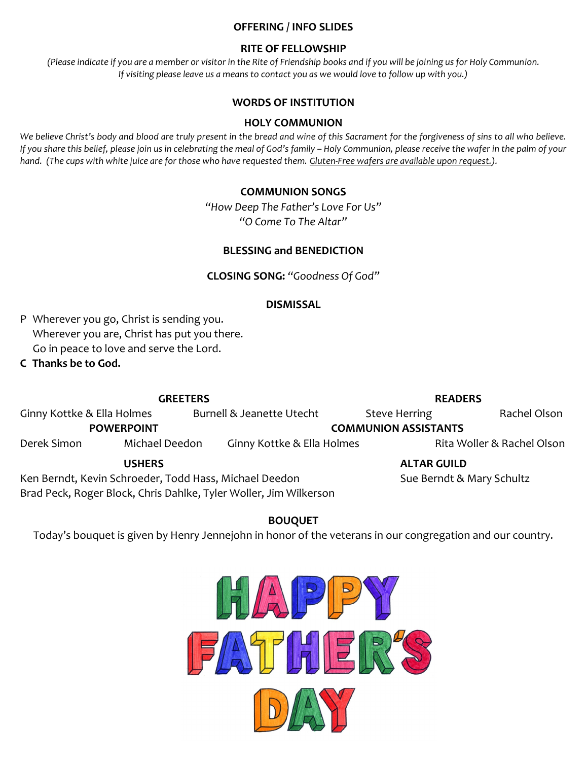**OFFERING / INFO SLIDES**

**RITE OF FELLOWSHIP**

*(Please indicate if you are a member or visitor in the Rite of Friendship books and if you will be joining us for Holy Communion. If visiting please leave us a means to contact you as we would love to follow up with you.)*

**WORDS OF INSTITUTION**

**HOLY COMMUNION**

*We believe Christ's body and blood are truly present in the bread and wine of this Sacrament for the forgiveness of sins to all who believe. If you share this belief, please join us in celebrating the meal of God's family – Holy Communion, please receive the wafer in the palm of your hand. (The cups with white juice are for those who have requested them. Gluten-Free wafers are available upon request.).*

**COMMUNION SONGS**

*"How Deep The Father's Love For Us"*
*"O Come To The Altar"*

**BLESSING and BENEDICTION**

**CLOSING SONG:** *"Goodness Of God"*

**DISMISSAL**

P Wherever you go, Christ is sending you.
Wherever you are, Christ has put you there.
Go in peace to love and serve the Lord.

**C Thanks be to God.**

**GREETERS**

Ginny Kottke & Ella Holmes — Burnell & Jeanette Utecht

**READERS**

Steve Herring — Rachel Olson

**POWERPOINT**

Derek Simon — Michael Deedon

**COMMUNION ASSISTANTS**

Ginny Kottke & Ella Holmes — Rita Woller & Rachel Olson

**USHERS**

Ken Berndt, Kevin Schroeder, Todd Hass, Michael Deedon
Brad Peck, Roger Block, Chris Dahlke, Tyler Woller, Jim Wilkerson

**ALTAR GUILD**

Sue Berndt & Mary Schultz

**BOUQUET**

Today's bouquet is given by Henry Jennejohn in honor of the veterans in our congregation and our country.

HAPPY FATHER'S DAY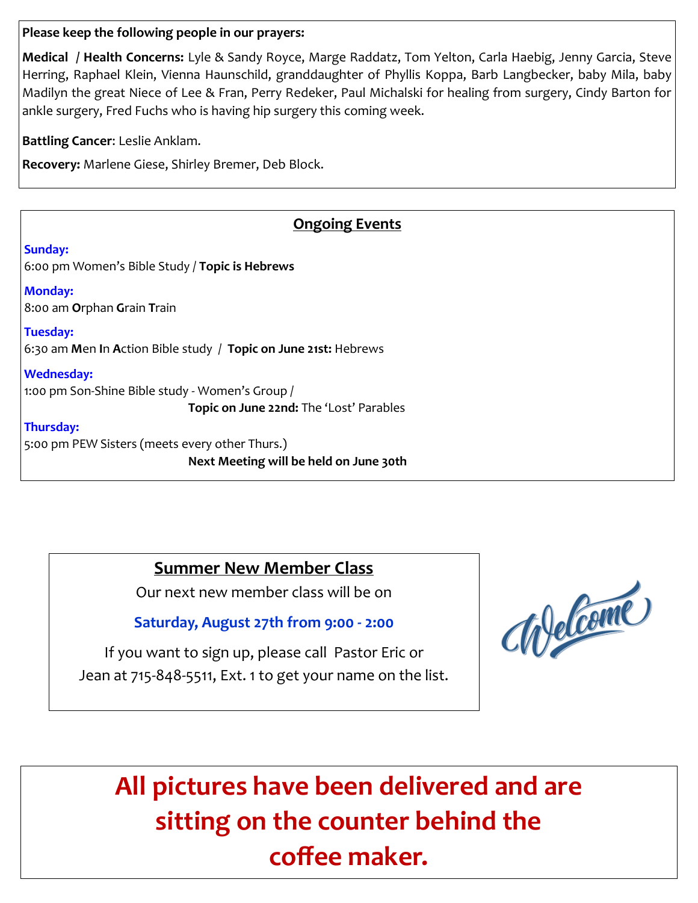**Please keep the following people in our prayers:**

**Medical / Health Concerns:** Lyle & Sandy Royce, Marge Raddatz, Tom Yelton, Carla Haebig, Jenny Garcia, Steve Herring, Raphael Klein, Vienna Haunschild, granddaughter of Phyllis Koppa, Barb Langbecker, baby Mila, baby Madilyn the great Niece of Lee & Fran, Perry Redeker, Paul Michalski for healing from surgery, Cindy Barton for ankle surgery, Fred Fuchs who is having hip surgery this coming week.

**Battling Cancer**: Leslie Anklam.

**Recovery:** Marlene Giese, Shirley Bremer, Deb Block.

## Ongoing Events

**Sunday:**
6:00 pm Women's Bible Study / **Topic is Hebrews**

**Monday:**
8:00 am **O**rphan **G**rain **T**rain

**Tuesday:**
6:30 am **M**en **I**n **A**ction Bible study / **Topic on June 21st:** Hebrews

**Wednesday:**
1:00 pm Son-Shine Bible study - Women's Group /
**Topic on June 22nd:** The 'Lost' Parables

**Thursday:**
5:00 pm PEW Sisters (meets every other Thurs.)
**Next Meeting will be held on June 30th**

## Summer New Member Class

Our next new member class will be on

**Saturday, August 27th from 9:00 - 2:00**

If you want to sign up, please call Pastor Eric or Jean at 715-848-5511, Ext. 1 to get your name on the list.

Welcome

**All pictures have been delivered and are sitting on the counter behind the coffee maker.**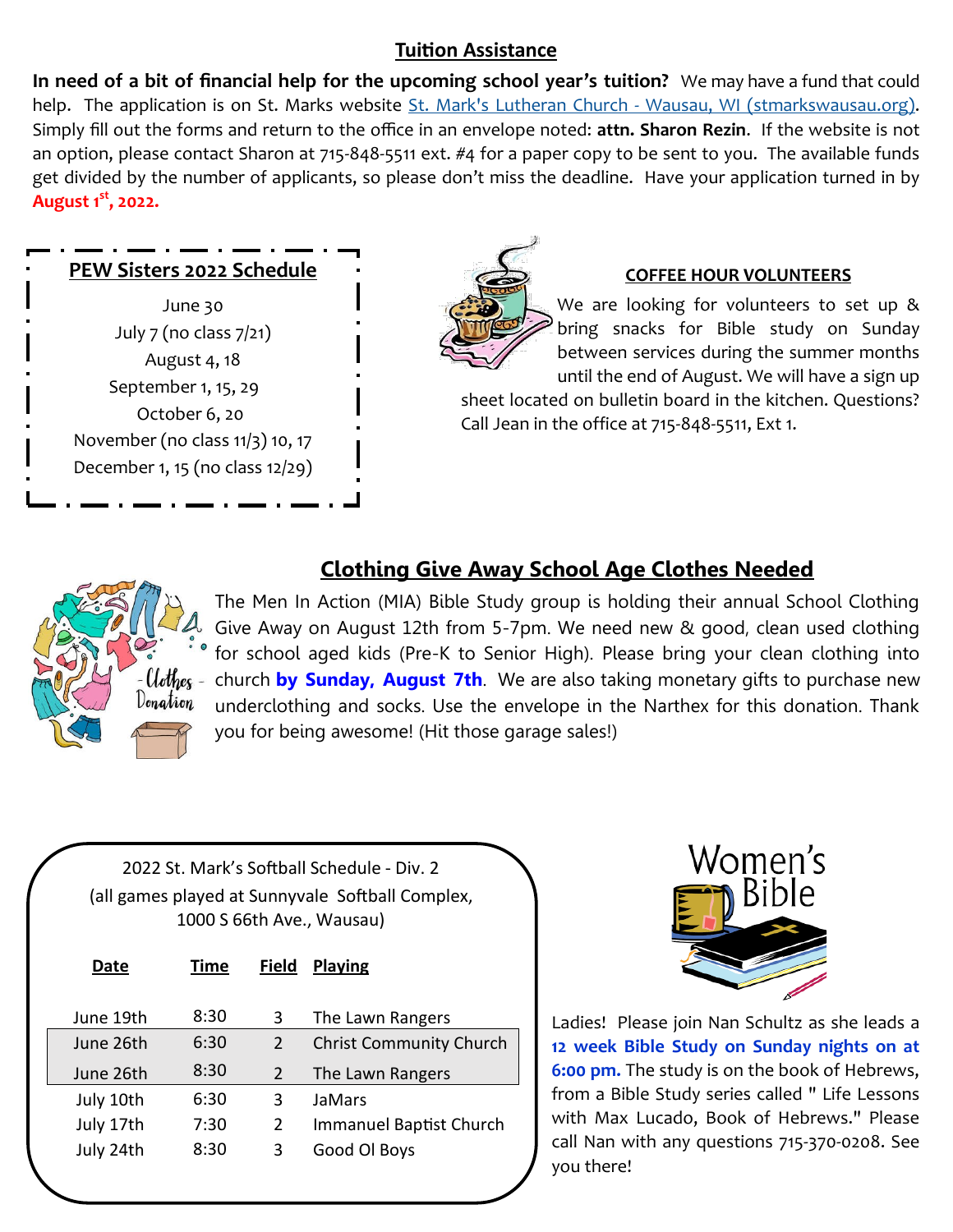## Tuition Assistance

**In need of a bit of financial help for the upcoming school year's tuition?** We may have a fund that could help. The application is on St. Marks website [St. Mark's Lutheran Church - Wausau, WI (stmarkswausau.org)](stmarkswausau.org). Simply fill out the forms and return to the office in an envelope noted: **attn. Sharon Rezin**. If the website is not an option, please contact Sharon at 715-848-5511 ext. #4 for a paper copy to be sent to you. The available funds get divided by the number of applicants, so please don't miss the deadline. Have your application turned in by **August 1st, 2022.**

## PEW Sisters 2022 Schedule

June 30
July 7 (no class 7/21)
August 4, 18
September 1, 15, 29
October 6, 20
November (no class 11/3) 10, 17
December 1, 15 (no class 12/29)

## COFFEE HOUR VOLUNTEERS

We are looking for volunteers to set up & bring snacks for Bible study on Sunday between services during the summer months until the end of August. We will have a sign up sheet located on bulletin board in the kitchen. Questions? Call Jean in the office at 715-848-5511, Ext 1.

## Clothing Give Away School Age Clothes Needed

The Men In Action (MIA) Bible Study group is holding their annual School Clothing Give Away on August 12th from 5-7pm. We need new & good, clean used clothing for school aged kids (Pre-K to Senior High). Please bring your clean clothing into church **by Sunday, August 7th**. We are also taking monetary gifts to purchase new underclothing and socks. Use the envelope in the Narthex for this donation. Thank you for being awesome! (Hit those garage sales!)

2022 St. Mark's Softball Schedule - Div. 2
(all games played at Sunnyvale Softball Complex, 1000 S 66th Ave., Wausau)

| Date | Time | Field | Playing |
|---|---|---|---|
| June 19th | 8:30 | 3 | The Lawn Rangers |
| June 26th | 6:30 | 2 | Christ Community Church |
| June 26th | 8:30 | 2 | The Lawn Rangers |
| July 10th | 6:30 | 3 | JaMars |
| July 17th | 7:30 | 2 | Immanuel Baptist Church |
| July 24th | 8:30 | 3 | Good Ol Boys |

## Women's Bible

Ladies! Please join Nan Schultz as she leads a **12 week Bible Study on Sunday nights on at 6:00 pm.** The study is on the book of Hebrews, from a Bible Study series called " Life Lessons with Max Lucado, Book of Hebrews." Please call Nan with any questions 715-370-0208. See you there!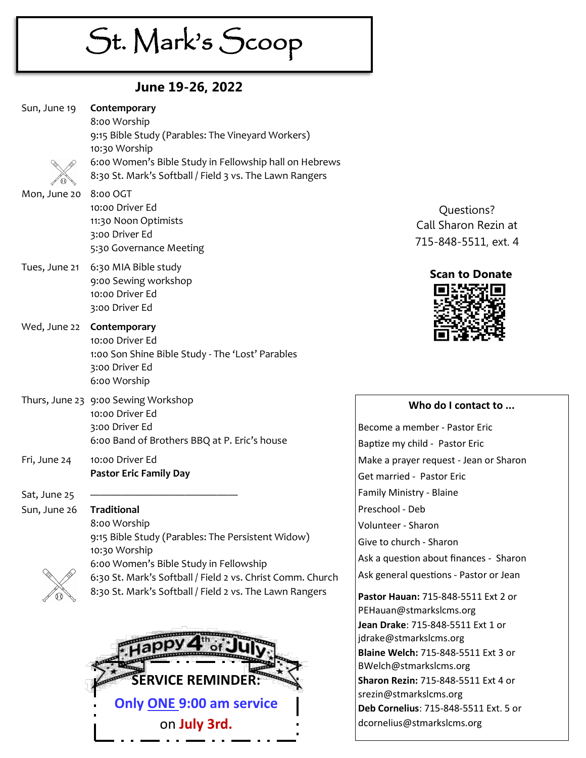# St. Mark's Scoop

## June 19-26, 2022

| | |
|---|---|
| Sun, June 19 | **Contemporary**<br>8:00 Worship<br>9:15 Bible Study (Parables: The Vineyard Workers)<br>10:30 Worship<br>6:00 Women's Bible Study in Fellowship hall on Hebrews<br>8:30 St. Mark's Softball / Field 3 vs. The Lawn Rangers |
| Mon, June 20 | 8:00 OGT<br>10:00 Driver Ed<br>11:30 Noon Optimists<br>3:00 Driver Ed<br>5:30 Governance Meeting |
| Tues, June 21 | 6:30 MIA Bible study<br>9:00 Sewing workshop<br>10:00 Driver Ed<br>3:00 Driver Ed |
| Wed, June 22 | **Contemporary**<br>10:00 Driver Ed<br>1:00 Son Shine Bible Study - The 'Lost' Parables<br>3:00 Driver Ed<br>6:00 Worship |
| Thurs, June 23 | 9:00 Sewing Workshop<br>10:00 Driver Ed<br>3:00 Driver Ed<br>6:00 Band of Brothers BBQ at P. Eric's house |
| Fri, June 24 | 10:00 Driver Ed<br>**Pastor Eric Family Day** |
| Sat, June 25 | ——————————————— |
| Sun, June 26 | **Traditional**<br>8:00 Worship<br>9:15 Bible Study (Parables: The Persistent Widow)<br>10:30 Worship<br>6:00 Women's Bible Study in Fellowship<br>6:30 St. Mark's Softball / Field 2 vs. Christ Comm. Church<br>8:30 St. Mark's Softball / Field 2 vs. The Lawn Rangers |

Happy 4th of July

**SERVICE REMINDER:**

**Only ONE 9:00 am service**

on **July 3rd.**

Questions?
Call Sharon Rezin at
715-848-5511, ext. 4

**Scan to Donate**

**Who do I contact to ...**

Become a member - Pastor Eric
Baptize my child - Pastor Eric
Make a prayer request - Jean or Sharon
Get married - Pastor Eric
Family Ministry - Blaine
Preschool - Deb
Volunteer - Sharon
Give to church - Sharon
Ask a question about finances - Sharon
Ask general questions - Pastor or Jean

**Pastor Hauan:** 715-848-5511 Ext 2 or PEHauan@stmarkslcms.org
**Jean Drake**: 715-848-5511 Ext 1 or jdrake@stmarkslcms.org
**Blaine Welch:** 715-848-5511 Ext 3 or BWelch@stmarkslcms.org
**Sharon Rezin:** 715-848-5511 Ext 4 or srezin@stmarkslcms.org
**Deb Cornelius**: 715-848-5511 Ext. 5 or dcornelius@stmarkslcms.org